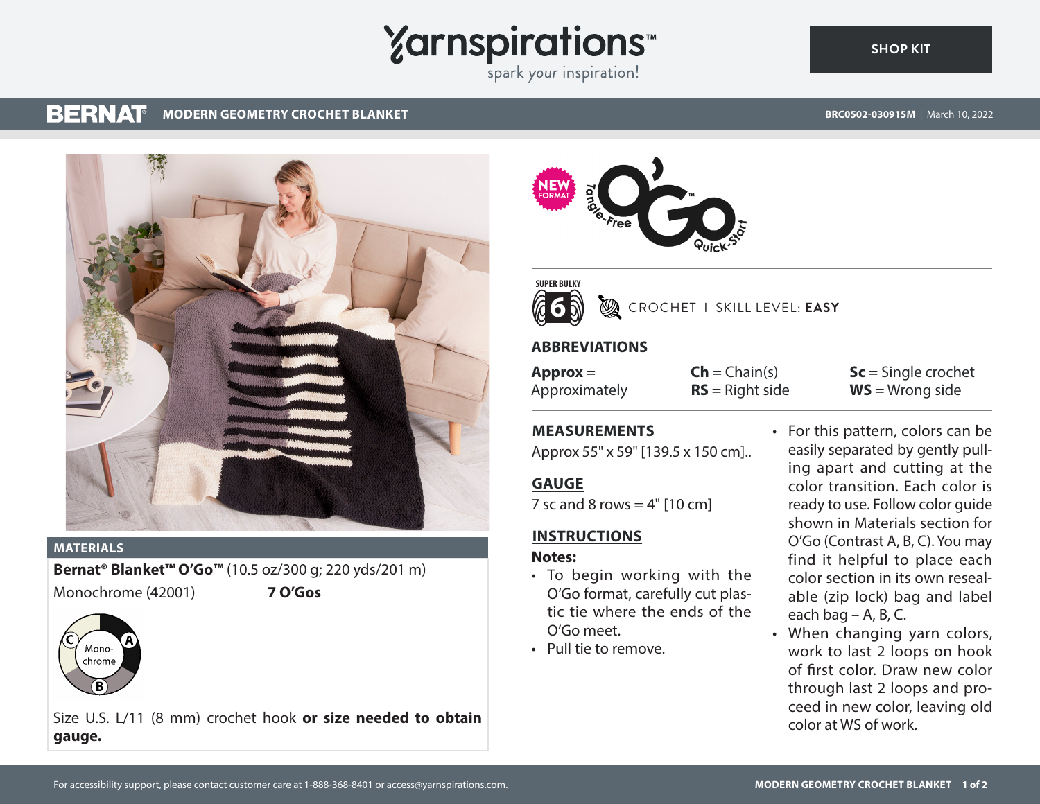# MODERN GEOMETRY CROCHET BLANKET

BERNAT

BRC0502-030915M | March 10, 2022

SHOP KIT

NEW FORMAT — Tangle-Free O'Go™ Quick-Start

SUPER BULKY 6

CROCHET I SKILL LEVEL: **EASY**

## ABBREVIATIONS

**Approx** = Approximately
**Ch** = Chain(s)
**RS** = Right side
**Sc** = Single crochet
**WS** = Wrong side

## MATERIALS

**Bernat® Blanket™ O'Go™** (10.5 oz/300 g; 220 yds/201 m)

Monochrome (42001) **7 O'Gos**

(A) (B) (C) Monochrome

Size U.S. L/11 (8 mm) crochet hook **or size needed to obtain gauge.**

## MEASUREMENTS

Approx 55" x 59" [139.5 x 150 cm]..

## GAUGE

7 sc and 8 rows = 4" [10 cm]

## INSTRUCTIONS

**Notes:**

- To begin working with the O'Go format, carefully cut plastic tie where the ends of the O'Go meet.
- Pull tie to remove.
- For this pattern, colors can be easily separated by gently pulling apart and cutting at the color transition. Each color is ready to use. Follow color guide shown in Materials section for O'Go (Contrast A, B, C). You may find it helpful to place each color section in its own resealable (zip lock) bag and label each bag – A, B, C.
- When changing yarn colors, work to last 2 loops on hook of first color. Draw new color through last 2 loops and proceed in new color, leaving old color at WS of work.

For accessibility support, please contact customer care at 1-888-368-8401 or access@yarnspirations.com.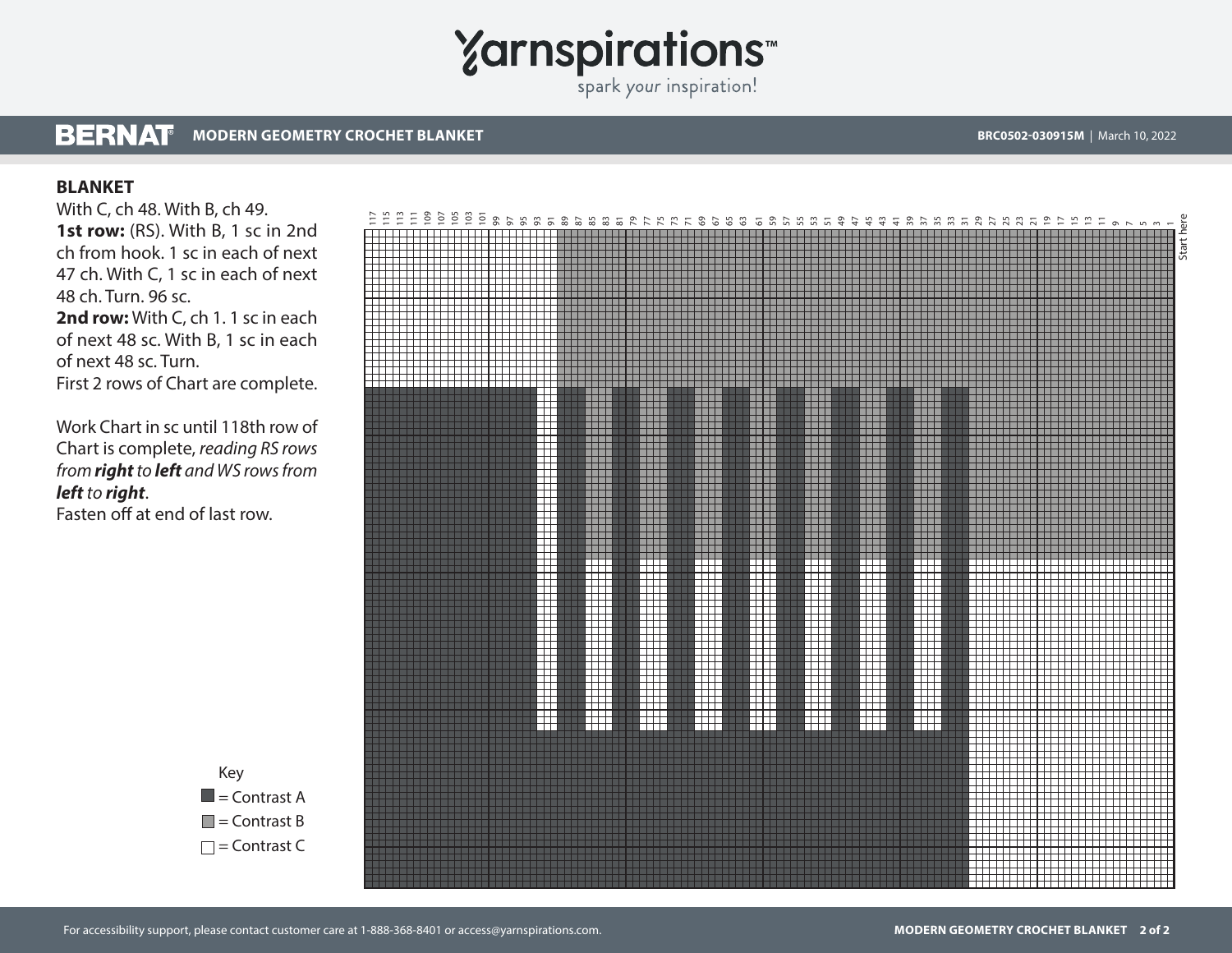## BLANKET

With C, ch 48. With B, ch 49.

**1st row:** (RS). With B, 1 sc in 2nd ch from hook. 1 sc in each of next 47 ch. With C, 1 sc in each of next 48 ch. Turn. 96 sc.

**2nd row:** With C, ch 1. 1 sc in each of next 48 sc. With B, 1 sc in each of next 48 sc. Turn.

First 2 rows of Chart are complete.

Work Chart in sc until 118th row of Chart is complete, *reading RS rows from **right** to **left** and WS rows from **left** to **right**.*

Fasten off at end of last row.

117
115
113
111
109
107
105
103
101
99
97
95
93
91
89
87
85
83
81
79
77
75
73
71
69
67
65
63
61
59
57
55
53
51
49
47
45
43
41
39
37
35
33
31
29
27
25
23
21
19
17
15
13
11
9
7
5
3
1
Start here

Key
= Contrast A
= Contrast B
= Contrast C

For accessibility support, please contact customer care at 1-888-368-8401 or access@yarnspirations.com.